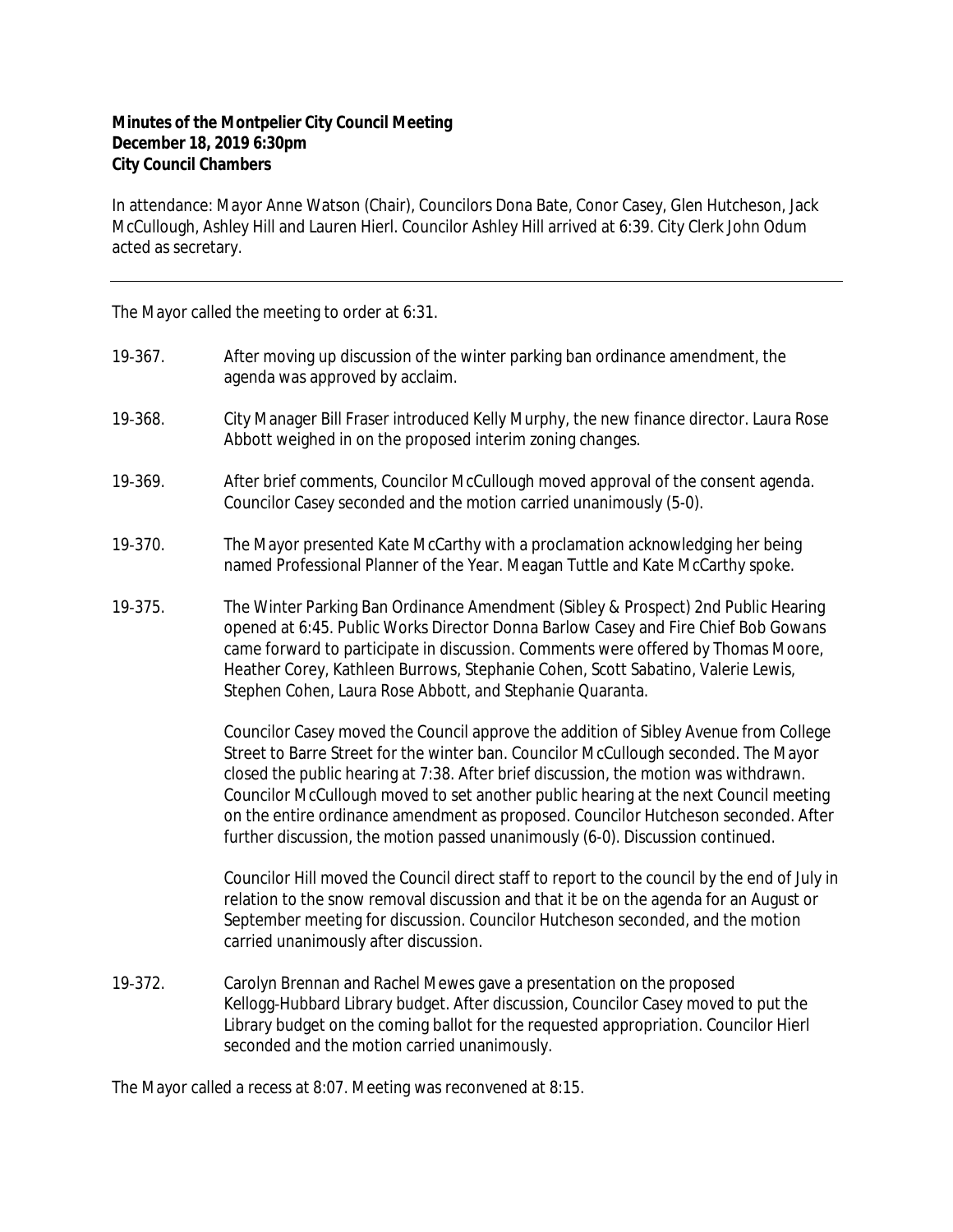**Minutes of the Montpelier City Council Meeting**
**December 18, 2019 6:30pm**
**City Council Chambers**

In attendance: Mayor Anne Watson (Chair), Councilors Dona Bate, Conor Casey, Glen Hutcheson, Jack McCullough, Ashley Hill and Lauren Hierl. Councilor Ashley Hill arrived at 6:39. City Clerk John Odum acted as secretary.

---

The Mayor called the meeting to order at 6:31.

19-367. After moving up discussion of the winter parking ban ordinance amendment, the agenda was approved by acclaim.

19-368. City Manager Bill Fraser introduced Kelly Murphy, the new finance director. Laura Rose Abbott weighed in on the proposed interim zoning changes.

19-369. After brief comments, Councilor McCullough moved approval of the consent agenda. Councilor Casey seconded and the motion carried unanimously (5-0).

19-370. The Mayor presented Kate McCarthy with a proclamation acknowledging her being named Professional Planner of the Year. Meagan Tuttle and Kate McCarthy spoke.

19-375. The Winter Parking Ban Ordinance Amendment (Sibley & Prospect) 2nd Public Hearing opened at 6:45. Public Works Director Donna Barlow Casey and Fire Chief Bob Gowans came forward to participate in discussion. Comments were offered by Thomas Moore, Heather Corey, Kathleen Burrows, Stephanie Cohen, Scott Sabatino, Valerie Lewis, Stephen Cohen, Laura Rose Abbott, and Stephanie Quaranta.

Councilor Casey moved the Council approve the addition of Sibley Avenue from College Street to Barre Street for the winter ban. Councilor McCullough seconded. The Mayor closed the public hearing at 7:38. After brief discussion, the motion was withdrawn. Councilor McCullough moved to set another public hearing at the next Council meeting on the entire ordinance amendment as proposed. Councilor Hutcheson seconded. After further discussion, the motion passed unanimously (6-0). Discussion continued.

Councilor Hill moved the Council direct staff to report to the council by the end of July in relation to the snow removal discussion and that it be on the agenda for an August or September meeting for discussion. Councilor Hutcheson seconded, and the motion carried unanimously after discussion.

19-372. Carolyn Brennan and Rachel Mewes gave a presentation on the proposed Kellogg-Hubbard Library budget. After discussion, Councilor Casey moved to put the Library budget on the coming ballot for the requested appropriation. Councilor Hierl seconded and the motion carried unanimously.

The Mayor called a recess at 8:07. Meeting was reconvened at 8:15.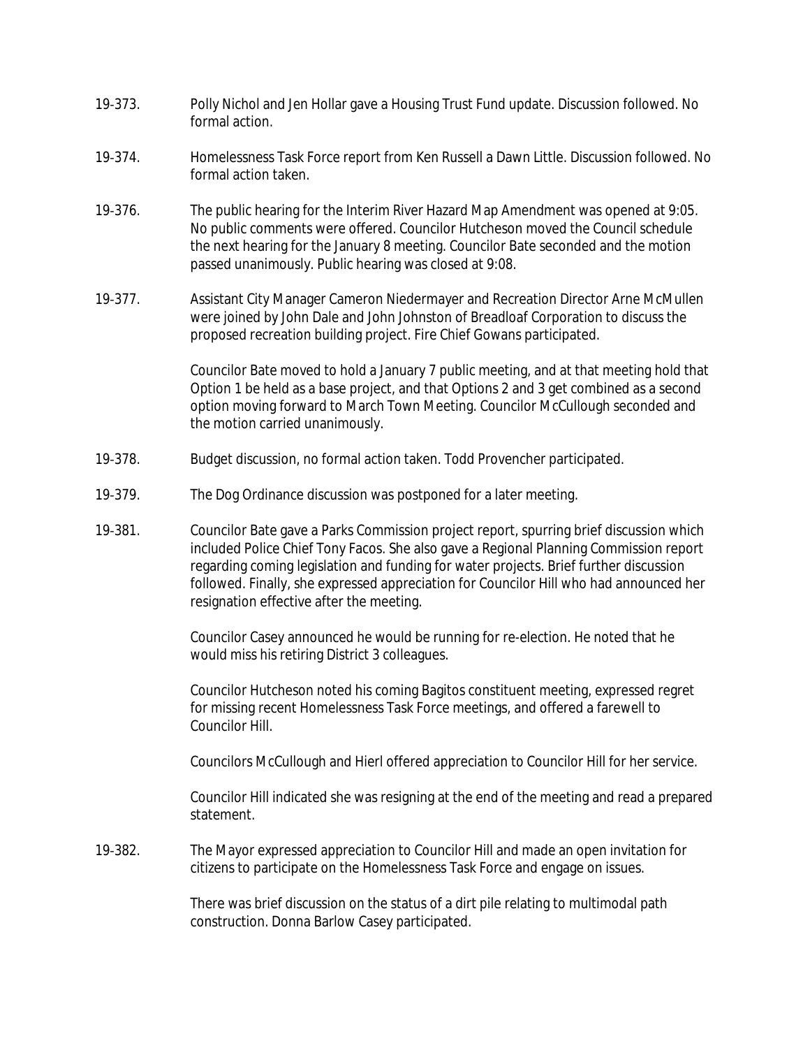19-373. Polly Nichol and Jen Hollar gave a Housing Trust Fund update. Discussion followed. No formal action.

19-374. Homelessness Task Force report from Ken Russell a Dawn Little. Discussion followed. No formal action taken.

19-376. The public hearing for the Interim River Hazard Map Amendment was opened at 9:05. No public comments were offered. Councilor Hutcheson moved the Council schedule the next hearing for the January 8 meeting. Councilor Bate seconded and the motion passed unanimously. Public hearing was closed at 9:08.

19-377. Assistant City Manager Cameron Niedermayer and Recreation Director Arne McMullen were joined by John Dale and John Johnston of Breadloaf Corporation to discuss the proposed recreation building project. Fire Chief Gowans participated.

Councilor Bate moved to hold a January 7 public meeting, and at that meeting hold that Option 1 be held as a base project, and that Options 2 and 3 get combined as a second option moving forward to March Town Meeting. Councilor McCullough seconded and the motion carried unanimously.

19-378. Budget discussion, no formal action taken. Todd Provencher participated.

19-379. The Dog Ordinance discussion was postponed for a later meeting.

19-381. Councilor Bate gave a Parks Commission project report, spurring brief discussion which included Police Chief Tony Facos. She also gave a Regional Planning Commission report regarding coming legislation and funding for water projects. Brief further discussion followed. Finally, she expressed appreciation for Councilor Hill who had announced her resignation effective after the meeting.

Councilor Casey announced he would be running for re-election. He noted that he would miss his retiring District 3 colleagues.

Councilor Hutcheson noted his coming Bagitos constituent meeting, expressed regret for missing recent Homelessness Task Force meetings, and offered a farewell to Councilor Hill.

Councilors McCullough and Hierl offered appreciation to Councilor Hill for her service.

Councilor Hill indicated she was resigning at the end of the meeting and read a prepared statement.

19-382. The Mayor expressed appreciation to Councilor Hill and made an open invitation for citizens to participate on the Homelessness Task Force and engage on issues.

There was brief discussion on the status of a dirt pile relating to multimodal path construction. Donna Barlow Casey participated.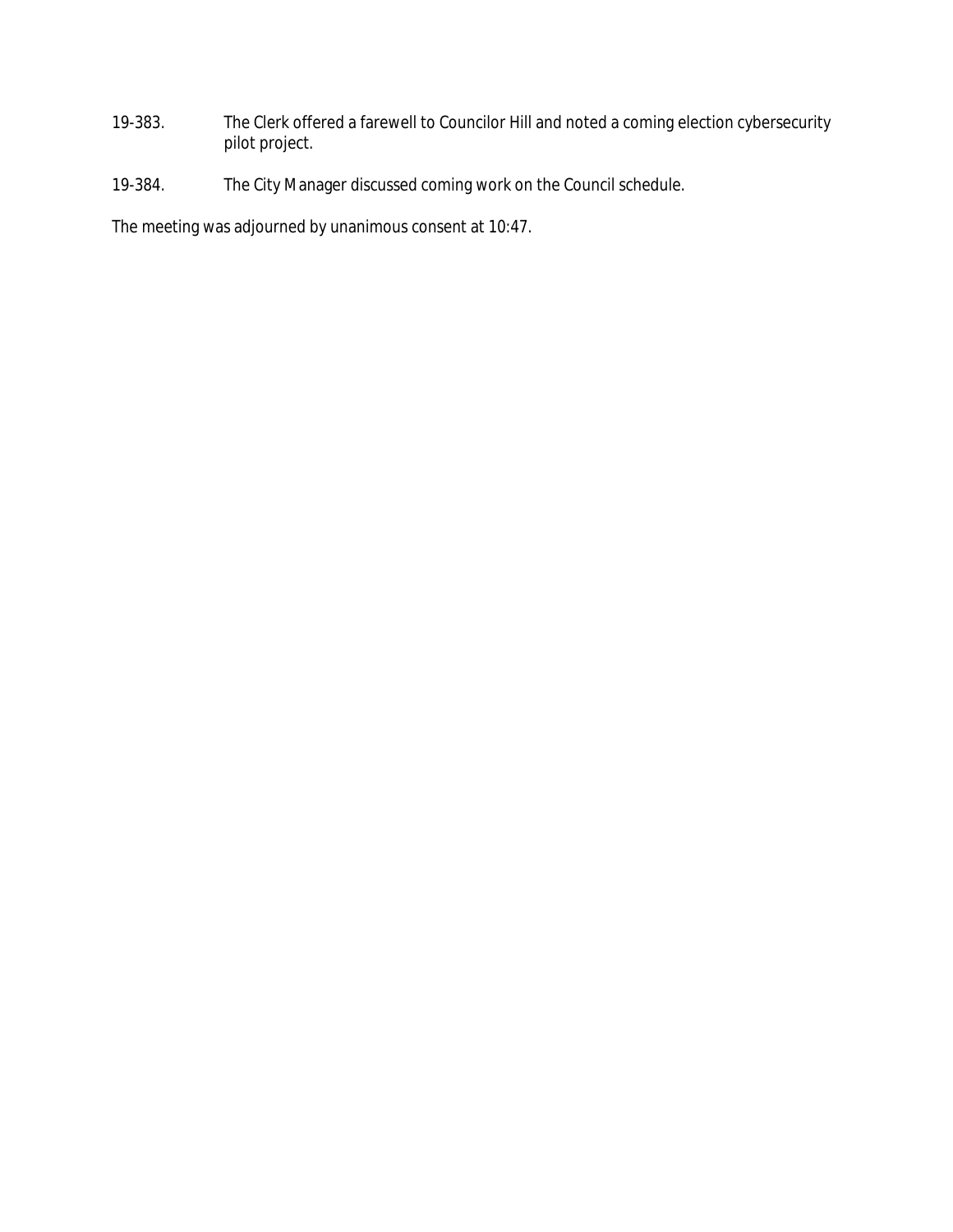19-383. The Clerk offered a farewell to Councilor Hill and noted a coming election cybersecurity pilot project.

19-384. The City Manager discussed coming work on the Council schedule.

The meeting was adjourned by unanimous consent at 10:47.